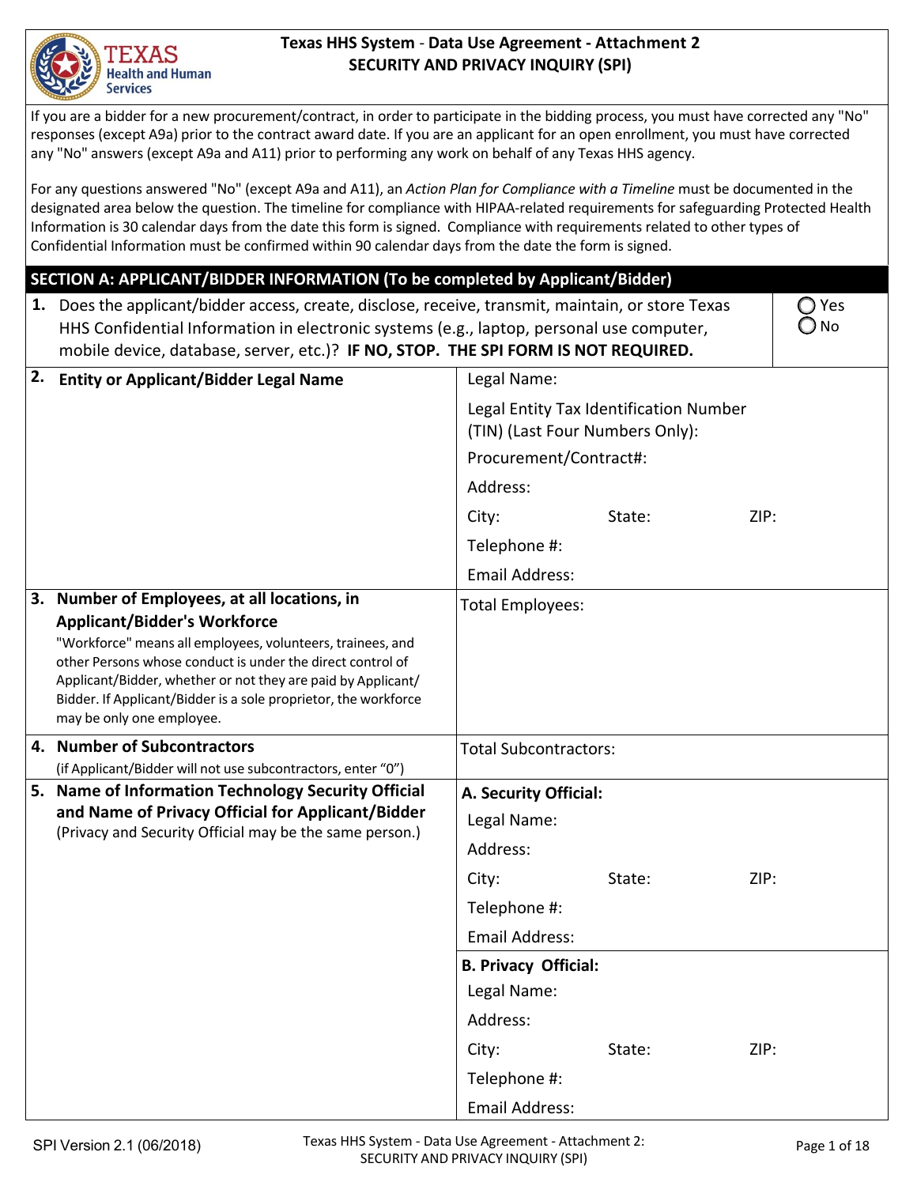# Texas HHS System - Data Use Agreement - Attachment 2
## SECURITY AND PRIVACY INQUIRY (SPI)

If you are a bidder for a new procurement/contract, in order to participate in the bidding process, you must have corrected any "No" responses (except A9a) prior to the contract award date. If you are an applicant for an open enrollment, you must have corrected any "No" answers (except A9a and A11) prior to performing any work on behalf of any Texas HHS agency.

For any questions answered "No" (except A9a and A11), an *Action Plan for Compliance with a Timeline* must be documented in the designated area below the question. The timeline for compliance with HIPAA-related requirements for safeguarding Protected Health Information is 30 calendar days from the date this form is signed. Compliance with requirements related to other types of Confidential Information must be confirmed within 90 calendar days from the date the form is signed.

### SECTION A: APPLICANT/BIDDER INFORMATION (To be completed by Applicant/Bidder)

| | |
|---|---|
| **1.** Does the applicant/bidder access, create, disclose, receive, transmit, maintain, or store Texas HHS Confidential Information in electronic systems (e.g., laptop, personal use computer, mobile device, database, server, etc.)? **IF NO, STOP. THE SPI FORM IS NOT REQUIRED.** | ◯ Yes ◯ No |
| **2. Entity or Applicant/Bidder Legal Name** | Legal Name:<br>Legal Entity Tax Identification Number (TIN) (Last Four Numbers Only):<br>Procurement/Contract#:<br>Address:<br>City: State: ZIP:<br>Telephone #:<br>Email Address: |
| **3. Number of Employees, at all locations, in Applicant/Bidder's Workforce**<br>"Workforce" means all employees, volunteers, trainees, and other Persons whose conduct is under the direct control of Applicant/Bidder, whether or not they are paid by Applicant/Bidder. If Applicant/Bidder is a sole proprietor, the workforce may be only one employee. | Total Employees: |
| **4. Number of Subcontractors**<br>(if Applicant/Bidder will not use subcontractors, enter "0") | Total Subcontractors: |
| **5. Name of Information Technology Security Official and Name of Privacy Official for Applicant/Bidder**<br>(Privacy and Security Official may be the same person.) | **A. Security Official:**<br>Legal Name:<br>Address:<br>City: State: ZIP:<br>Telephone #:<br>Email Address:<br><br>**B. Privacy Official:**<br>Legal Name:<br>Address:<br>City: State: ZIP:<br>Telephone #:<br>Email Address: |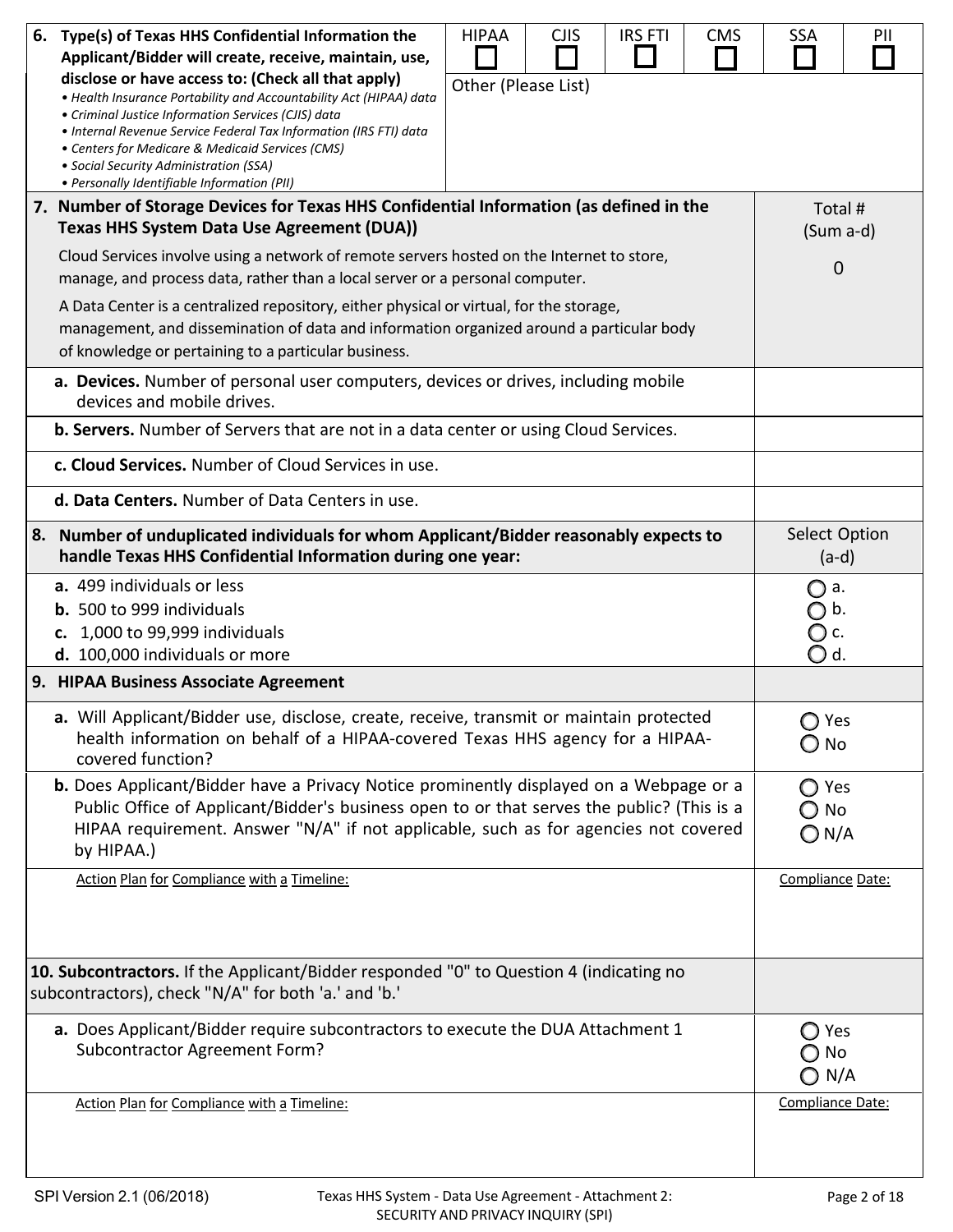| 6. Type(s) of Texas HHS Confidential Information the Applicant/Bidder will create, receive, maintain, use, disclose or have access to: (Check all that apply) | HIPAA | CJIS | IRS FTI | CMS | SSA | PII |
|---|---|---|---|---|---|---|
| *• Health Insurance Portability and Accountability Act (HIPAA) data*<br>*• Criminal Justice Information Services (CJIS) data*<br>*• Internal Revenue Service Federal Tax Information (IRS FTI) data*<br>*• Centers for Medicare & Medicaid Services (CMS)*<br>*• Social Security Administration (SSA)*<br>*• Personally Identifiable Information (PII)* | ☐ | ☐ | ☐ | ☐ | ☐ | ☐ |
| | Other (Please List) | | | | | |

| **7. Number of Storage Devices for Texas HHS Confidential Information (as defined in the Texas HHS System Data Use Agreement (DUA))**<br><br>Cloud Services involve using a network of remote servers hosted on the Internet to store, manage, and process data, rather than a local server or a personal computer.<br><br>A Data Center is a centralized repository, either physical or virtual, for the storage, management, and dissemination of data and information organized around a particular body of knowledge or pertaining to a particular business. | Total # (Sum a-d)<br><br>0 |
|---|---|
| **a. Devices.** Number of personal user computers, devices or drives, including mobile devices and mobile drives. | |
| **b. Servers.** Number of Servers that are not in a data center or using Cloud Services. | |
| **c. Cloud Services.** Number of Cloud Services in use. | |
| **d. Data Centers.** Number of Data Centers in use. | |

| **8. Number of unduplicated individuals for whom Applicant/Bidder reasonably expects to handle Texas HHS Confidential Information during one year:** | Select Option (a-d) |
|---|---|
| **a.** 499 individuals or less<br>**b.** 500 to 999 individuals<br>**c.** 1,000 to 99,999 individuals<br>**d.** 100,000 individuals or more | ○ a.<br>○ b.<br>○ c.<br>○ d. |

| **9. HIPAA Business Associate Agreement** | |
|---|---|
| **a.** Will Applicant/Bidder use, disclose, create, receive, transmit or maintain protected health information on behalf of a HIPAA-covered Texas HHS agency for a HIPAA-covered function? | ○ Yes<br>○ No |
| **b.** Does Applicant/Bidder have a Privacy Notice prominently displayed on a Webpage or a Public Office of Applicant/Bidder's business open to or that serves the public? (This is a HIPAA requirement. Answer "N/A" if not applicable, such as for agencies not covered by HIPAA.) | ○ Yes<br>○ No<br>○ N/A |
| Action Plan for Compliance with a Timeline: | Compliance Date: |

| **10. Subcontractors.** If the Applicant/Bidder responded "0" to Question 4 (indicating no subcontractors), check "N/A" for both 'a.' and 'b.' | |
|---|---|
| **a.** Does Applicant/Bidder require subcontractors to execute the DUA Attachment 1 Subcontractor Agreement Form? | ○ Yes<br>○ No<br>○ N/A |
| Action Plan for Compliance with a Timeline: | Compliance Date: |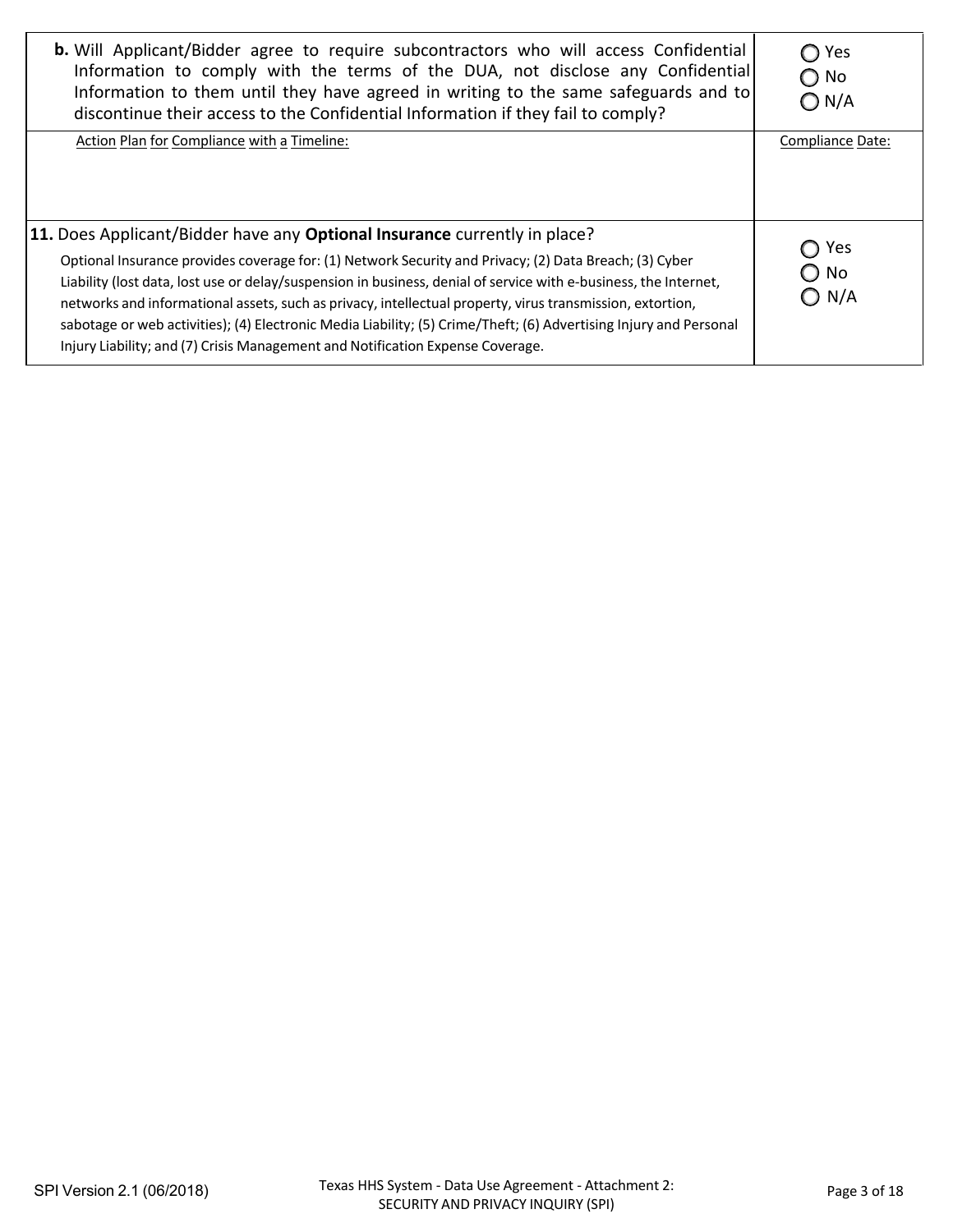| | |
|---|---|
| **b.** Will Applicant/Bidder agree to require subcontractors who will access Confidential Information to comply with the terms of the DUA, not disclose any Confidential Information to them until they have agreed in writing to the same safeguards and to discontinue their access to the Confidential Information if they fail to comply? | ◯ Yes<br>◯ No<br>◯ N/A |
| Action Plan for Compliance with a Timeline: | Compliance Date: |
| **11.** Does Applicant/Bidder have any **Optional Insurance** currently in place?<br>Optional Insurance provides coverage for: (1) Network Security and Privacy; (2) Data Breach; (3) Cyber Liability (lost data, lost use or delay/suspension in business, denial of service with e-business, the Internet, networks and informational assets, such as privacy, intellectual property, virus transmission, extortion, sabotage or web activities); (4) Electronic Media Liability; (5) Crime/Theft; (6) Advertising Injury and Personal Injury Liability; and (7) Crisis Management and Notification Expense Coverage. | ◯ Yes<br>◯ No<br>◯ N/A |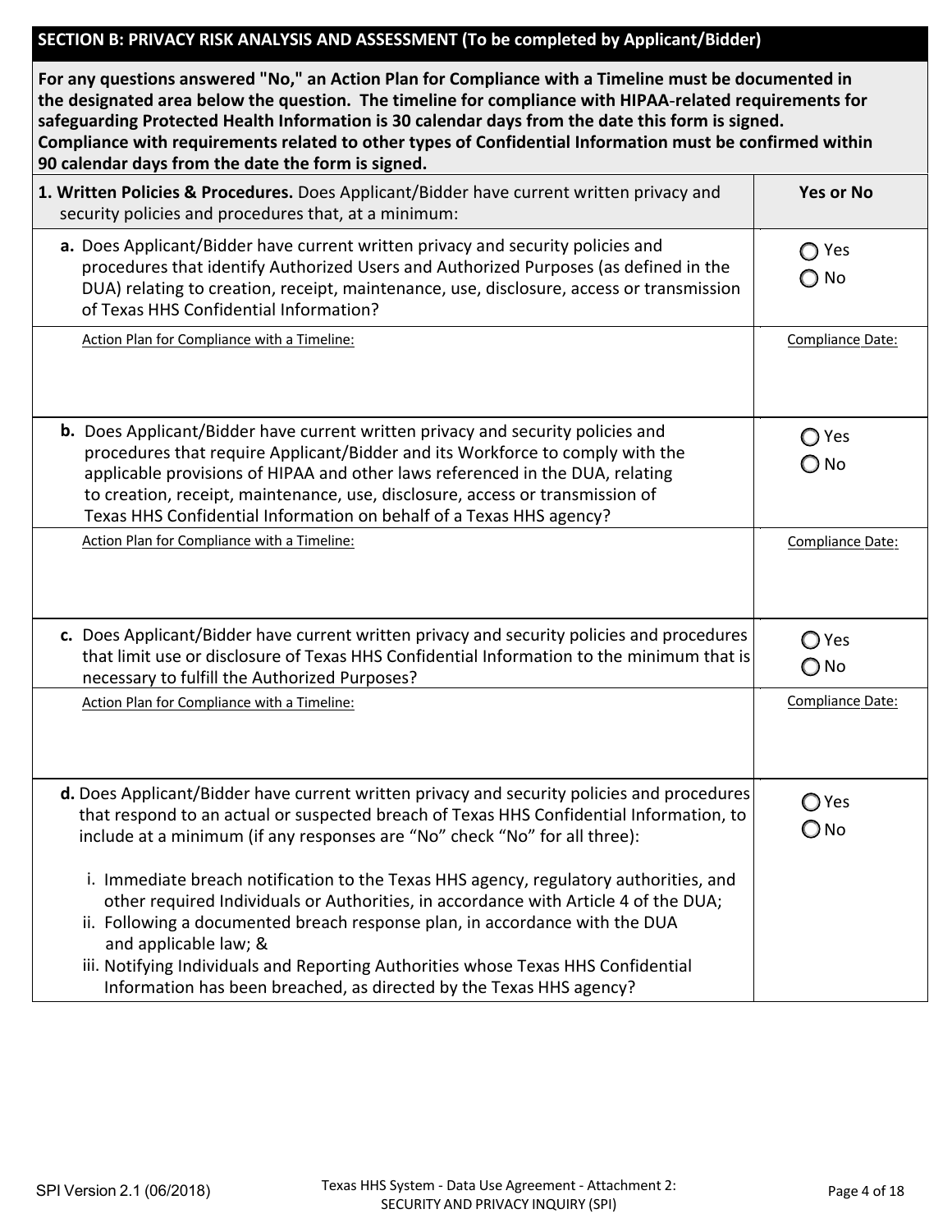## SECTION B: PRIVACY RISK ANALYSIS AND ASSESSMENT (To be completed by Applicant/Bidder)

**For any questions answered "No," an Action Plan for Compliance with a Timeline must be documented in the designated area below the question. The timeline for compliance with HIPAA-related requirements for safeguarding Protected Health Information is 30 calendar days from the date this form is signed. Compliance with requirements related to other types of Confidential Information must be confirmed within 90 calendar days from the date the form is signed.**

| **1. Written Policies & Procedures.** Does Applicant/Bidder have current written privacy and security policies and procedures that, at a minimum: | **Yes or No** |
|---|---|
| **a.** Does Applicant/Bidder have current written privacy and security policies and procedures that identify Authorized Users and Authorized Purposes (as defined in the DUA) relating to creation, receipt, maintenance, use, disclosure, access or transmission of Texas HHS Confidential Information? | ○ Yes ○ No |
| Action Plan for Compliance with a Timeline: | Compliance Date: |
| **b.** Does Applicant/Bidder have current written privacy and security policies and procedures that require Applicant/Bidder and its Workforce to comply with the applicable provisions of HIPAA and other laws referenced in the DUA, relating to creation, receipt, maintenance, use, disclosure, access or transmission of Texas HHS Confidential Information on behalf of a Texas HHS agency? | ○ Yes ○ No |
| Action Plan for Compliance with a Timeline: | Compliance Date: |
| **c.** Does Applicant/Bidder have current written privacy and security policies and procedures that limit use or disclosure of Texas HHS Confidential Information to the minimum that is necessary to fulfill the Authorized Purposes? | ○ Yes ○ No |
| Action Plan for Compliance with a Timeline: | Compliance Date: |
| **d.** Does Applicant/Bidder have current written privacy and security policies and procedures that respond to an actual or suspected breach of Texas HHS Confidential Information, to include at a minimum (if any responses are "No" check "No" for all three):<br><br>i. Immediate breach notification to the Texas HHS agency, regulatory authorities, and other required Individuals or Authorities, in accordance with Article 4 of the DUA;<br>ii. Following a documented breach response plan, in accordance with the DUA and applicable law; &<br>iii. Notifying Individuals and Reporting Authorities whose Texas HHS Confidential Information has been breached, as directed by the Texas HHS agency? | ○ Yes ○ No |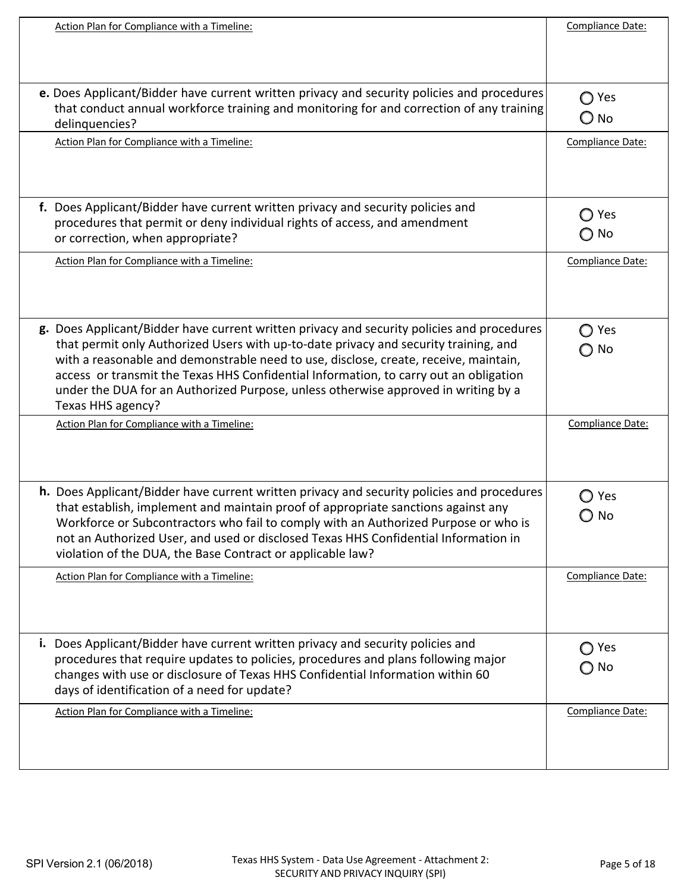| Action Plan for Compliance with a Timeline: | Compliance Date: |
|---|---|
| **e.** Does Applicant/Bidder have current written privacy and security policies and procedures that conduct annual workforce training and monitoring for and correction of any training delinquencies? | ◯ Yes ◯ No |
| Action Plan for Compliance with a Timeline: | Compliance Date: |
| **f.** Does Applicant/Bidder have current written privacy and security policies and procedures that permit or deny individual rights of access, and amendment or correction, when appropriate? | ◯ Yes ◯ No |
| Action Plan for Compliance with a Timeline: | Compliance Date: |
| **g.** Does Applicant/Bidder have current written privacy and security policies and procedures that permit only Authorized Users with up-to-date privacy and security training, and with a reasonable and demonstrable need to use, disclose, create, receive, maintain, access or transmit the Texas HHS Confidential Information, to carry out an obligation under the DUA for an Authorized Purpose, unless otherwise approved in writing by a Texas HHS agency? | ◯ Yes ◯ No |
| Action Plan for Compliance with a Timeline: | Compliance Date: |
| **h.** Does Applicant/Bidder have current written privacy and security policies and procedures that establish, implement and maintain proof of appropriate sanctions against any Workforce or Subcontractors who fail to comply with an Authorized Purpose or who is not an Authorized User, and used or disclosed Texas HHS Confidential Information in violation of the DUA, the Base Contract or applicable law? | ◯ Yes ◯ No |
| Action Plan for Compliance with a Timeline: | Compliance Date: |
| **i.** Does Applicant/Bidder have current written privacy and security policies and procedures that require updates to policies, procedures and plans following major changes with use or disclosure of Texas HHS Confidential Information within 60 days of identification of a need for update? | ◯ Yes ◯ No |
| Action Plan for Compliance with a Timeline: | Compliance Date: |

SPI Version 2.1 (06/2018)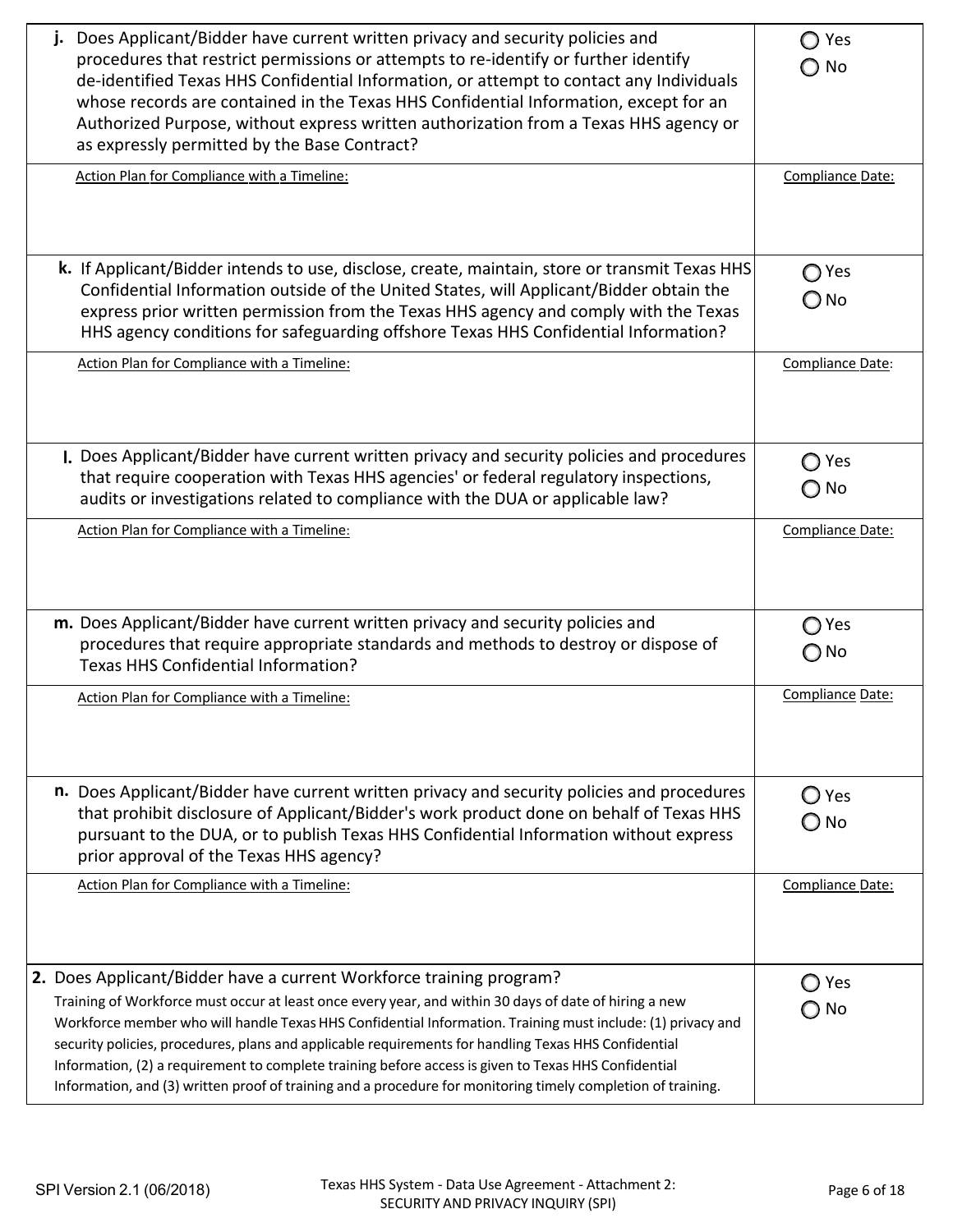| Question | Response |
|---|---|
| **j.** Does Applicant/Bidder have current written privacy and security policies and procedures that restrict permissions or attempts to re-identify or further identify de-identified Texas HHS Confidential Information, or attempt to contact any Individuals whose records are contained in the Texas HHS Confidential Information, except for an Authorized Purpose, without express written authorization from a Texas HHS agency or as expressly permitted by the Base Contract? | ○ Yes<br>○ No |
| Action Plan for Compliance with a Timeline: | Compliance Date: |
| **k.** If Applicant/Bidder intends to use, disclose, create, maintain, store or transmit Texas HHS Confidential Information outside of the United States, will Applicant/Bidder obtain the express prior written permission from the Texas HHS agency and comply with the Texas HHS agency conditions for safeguarding offshore Texas HHS Confidential Information? | ○ Yes<br>○ No |
| Action Plan for Compliance with a Timeline: | Compliance Date: |
| **l.** Does Applicant/Bidder have current written privacy and security policies and procedures that require cooperation with Texas HHS agencies' or federal regulatory inspections, audits or investigations related to compliance with the DUA or applicable law? | ○ Yes<br>○ No |
| Action Plan for Compliance with a Timeline: | Compliance Date: |
| **m.** Does Applicant/Bidder have current written privacy and security policies and procedures that require appropriate standards and methods to destroy or dispose of Texas HHS Confidential Information? | ○ Yes<br>○ No |
| Action Plan for Compliance with a Timeline: | Compliance Date: |
| **n.** Does Applicant/Bidder have current written privacy and security policies and procedures that prohibit disclosure of Applicant/Bidder's work product done on behalf of Texas HHS pursuant to the DUA, or to publish Texas HHS Confidential Information without express prior approval of the Texas HHS agency? | ○ Yes<br>○ No |
| Action Plan for Compliance with a Timeline: | Compliance Date: |
| **2.** Does Applicant/Bidder have a current Workforce training program?<br>Training of Workforce must occur at least once every year, and within 30 days of date of hiring a new Workforce member who will handle Texas HHS Confidential Information. Training must include: (1) privacy and security policies, procedures, plans and applicable requirements for handling Texas HHS Confidential Information, (2) a requirement to complete training before access is given to Texas HHS Confidential Information, and (3) written proof of training and a procedure for monitoring timely completion of training. | ○ Yes<br>○ No |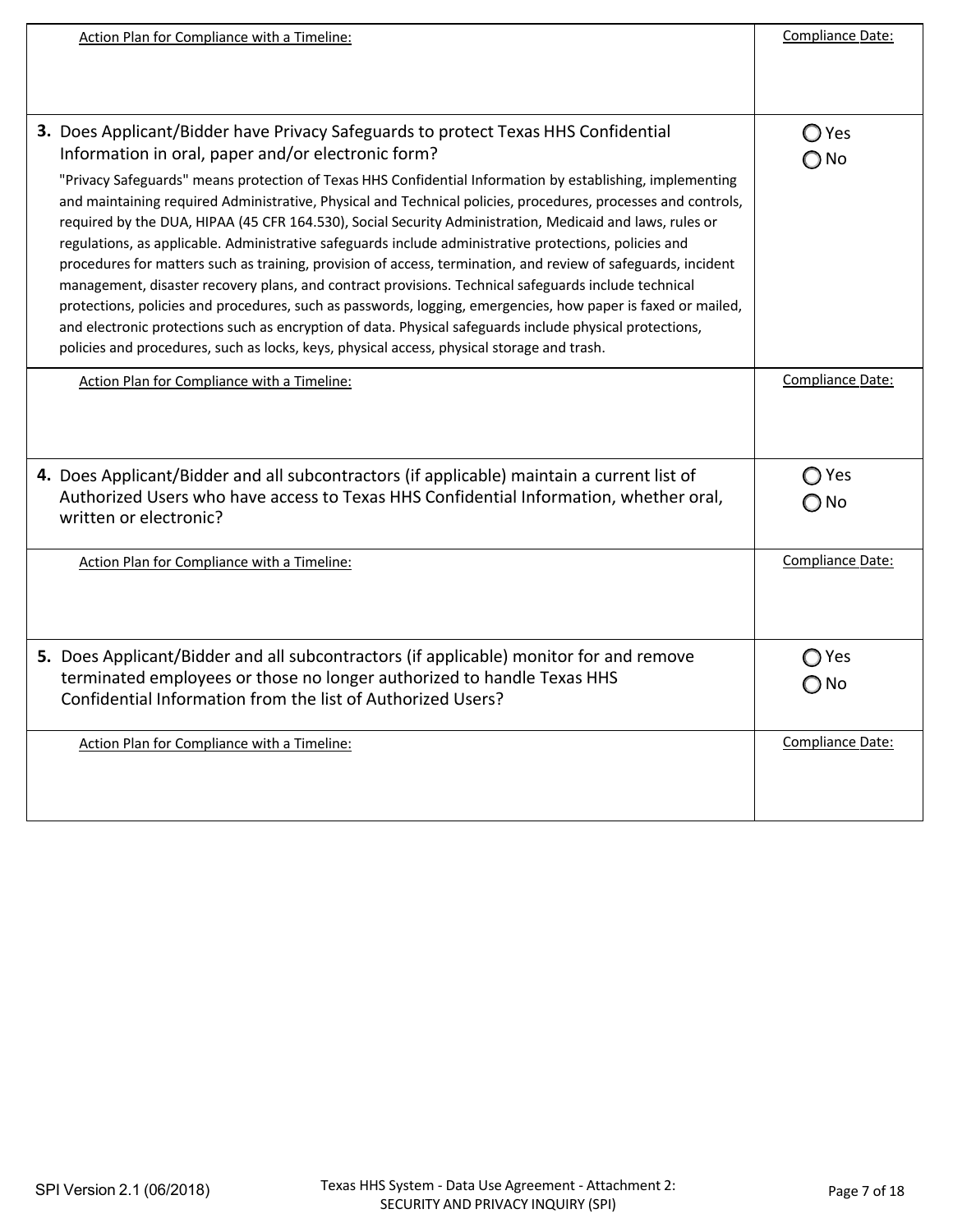| | |
|---|---|
| Action Plan for Compliance with a Timeline: | Compliance Date: |
| **3.** Does Applicant/Bidder have Privacy Safeguards to protect Texas HHS Confidential Information in oral, paper and/or electronic form?<br><br>"Privacy Safeguards" means protection of Texas HHS Confidential Information by establishing, implementing and maintaining required Administrative, Physical and Technical policies, procedures, processes and controls, required by the DUA, HIPAA (45 CFR 164.530), Social Security Administration, Medicaid and laws, rules or regulations, as applicable. Administrative safeguards include administrative protections, policies and procedures for matters such as training, provision of access, termination, and review of safeguards, incident management, disaster recovery plans, and contract provisions. Technical safeguards include technical protections, policies and procedures, such as passwords, logging, emergencies, how paper is faxed or mailed, and electronic protections such as encryption of data. Physical safeguards include physical protections, policies and procedures, such as locks, keys, physical access, physical storage and trash. | ◯ Yes<br>◯ No |
| Action Plan for Compliance with a Timeline: | Compliance Date: |
| **4.** Does Applicant/Bidder and all subcontractors (if applicable) maintain a current list of Authorized Users who have access to Texas HHS Confidential Information, whether oral, written or electronic? | ◯ Yes<br>◯ No |
| Action Plan for Compliance with a Timeline: | Compliance Date: |
| **5.** Does Applicant/Bidder and all subcontractors (if applicable) monitor for and remove terminated employees or those no longer authorized to handle Texas HHS Confidential Information from the list of Authorized Users? | ◯ Yes<br>◯ No |
| Action Plan for Compliance with a Timeline: | Compliance Date: |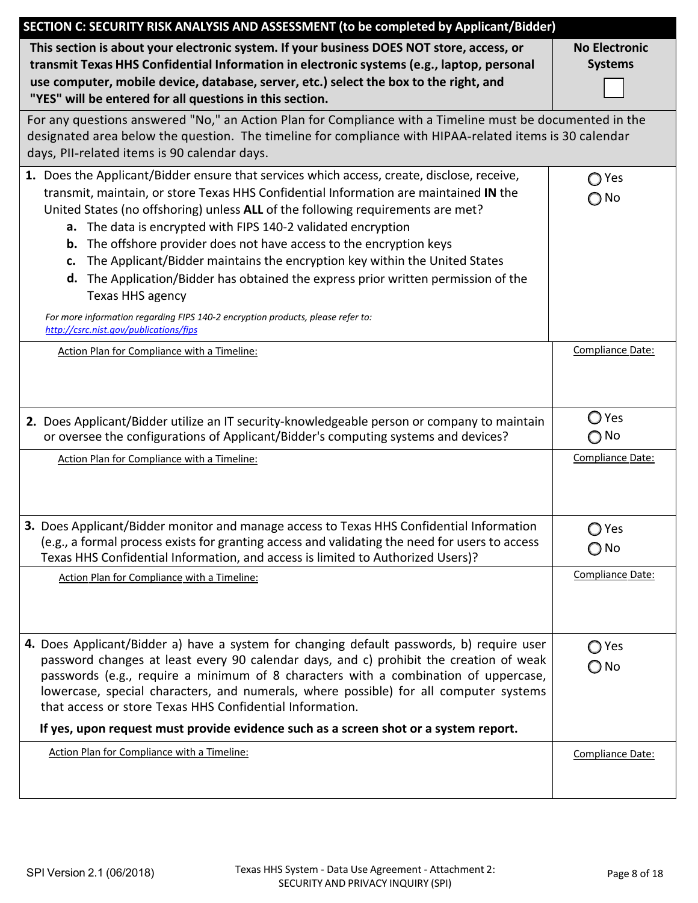## SECTION C: SECURITY RISK ANALYSIS AND ASSESSMENT (to be completed by Applicant/Bidder)

| This section is about your electronic system. If your business DOES NOT store, access, or transmit Texas HHS Confidential Information in electronic systems (e.g., laptop, personal use computer, mobile device, database, server, etc.) select the box to the right, and "YES" will be entered for all questions in this section. | No Electronic Systems ☐ |
|---|---|

For any questions answered "No," an Action Plan for Compliance with a Timeline must be documented in the designated area below the question. The timeline for compliance with HIPAA-related items is 30 calendar days, PII-related items is 90 calendar days.

| Question | Answer |
|---|---|
| **1.** Does the Applicant/Bidder ensure that services which access, create, disclose, receive, transmit, maintain, or store Texas HHS Confidential Information are maintained **IN** the United States (no offshoring) unless **ALL** of the following requirements are met?<br>**a.** The data is encrypted with FIPS 140-2 validated encryption<br>**b.** The offshore provider does not have access to the encryption keys<br>**c.** The Applicant/Bidder maintains the encryption key within the United States<br>**d.** The Application/Bidder has obtained the express prior written permission of the Texas HHS agency<br>*For more information regarding FIPS 140-2 encryption products, please refer to: http://csrc.nist.gov/publications/fips* | ○ Yes<br>○ No |
| Action Plan for Compliance with a Timeline: | Compliance Date: |
| **2.** Does Applicant/Bidder utilize an IT security-knowledgeable person or company to maintain or oversee the configurations of Applicant/Bidder's computing systems and devices? | ○ Yes<br>○ No |
| Action Plan for Compliance with a Timeline: | Compliance Date: |
| **3.** Does Applicant/Bidder monitor and manage access to Texas HHS Confidential Information (e.g., a formal process exists for granting access and validating the need for users to access Texas HHS Confidential Information, and access is limited to Authorized Users)? | ○ Yes<br>○ No |
| Action Plan for Compliance with a Timeline: | Compliance Date: |
| **4.** Does Applicant/Bidder a) have a system for changing default passwords, b) require user password changes at least every 90 calendar days, and c) prohibit the creation of weak passwords (e.g., require a minimum of 8 characters with a combination of uppercase, lowercase, special characters, and numerals, where possible) for all computer systems that access or store Texas HHS Confidential Information.<br>**If yes, upon request must provide evidence such as a screen shot or a system report.** | ○ Yes<br>○ No |
| Action Plan for Compliance with a Timeline: | Compliance Date: |

SPI Version 2.1 (06/2018)

Texas HHS System - Data Use Agreement - Attachment 2: SECURITY AND PRIVACY INQUIRY (SPI)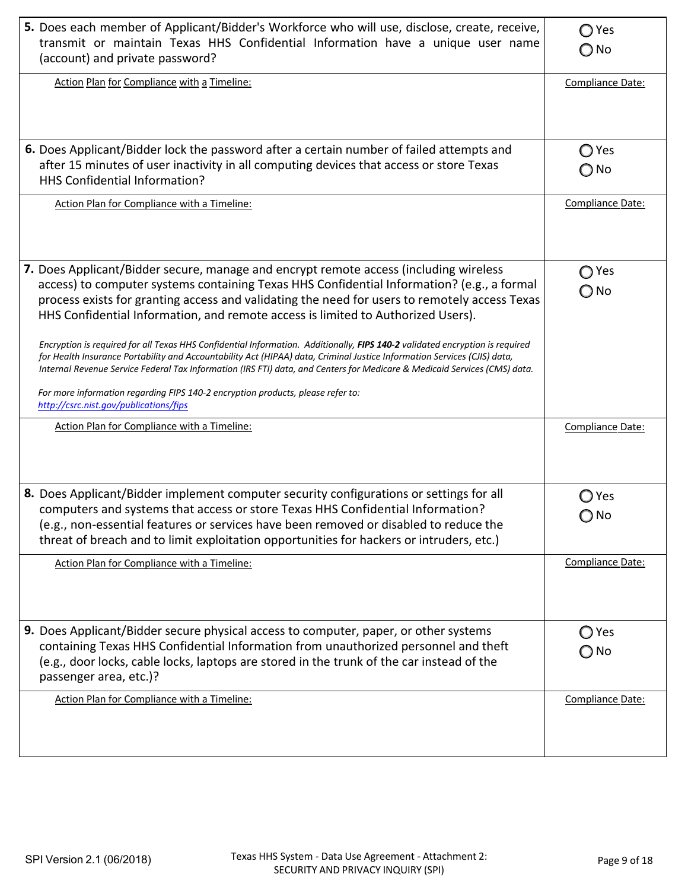| | |
|---|---|
| **5.** Does each member of Applicant/Bidder's Workforce who will use, disclose, create, receive, transmit or maintain Texas HHS Confidential Information have a unique user name (account) and private password? | ◯ Yes<br>◯ No |
| Action Plan for Compliance with a Timeline: | Compliance Date: |
| **6.** Does Applicant/Bidder lock the password after a certain number of failed attempts and after 15 minutes of user inactivity in all computing devices that access or store Texas HHS Confidential Information? | ◯ Yes<br>◯ No |
| Action Plan for Compliance with a Timeline: | Compliance Date: |
| **7.** Does Applicant/Bidder secure, manage and encrypt remote access (including wireless access) to computer systems containing Texas HHS Confidential Information? (e.g., a formal process exists for granting access and validating the need for users to remotely access Texas HHS Confidential Information, and remote access is limited to Authorized Users).<br><br>*Encryption is required for all Texas HHS Confidential Information. Additionally,* ***FIPS 140-2*** *validated encryption is required for Health Insurance Portability and Accountability Act (HIPAA) data, Criminal Justice Information Services (CJIS) data, Internal Revenue Service Federal Tax Information (IRS FTI) data, and Centers for Medicare & Medicaid Services (CMS) data.*<br><br>*For more information regarding FIPS 140-2 encryption products, please refer to:* *http://csrc.nist.gov/publications/fips* | ◯ Yes<br>◯ No |
| Action Plan for Compliance with a Timeline: | Compliance Date: |
| **8.** Does Applicant/Bidder implement computer security configurations or settings for all computers and systems that access or store Texas HHS Confidential Information? (e.g., non-essential features or services have been removed or disabled to reduce the threat of breach and to limit exploitation opportunities for hackers or intruders, etc.) | ◯ Yes<br>◯ No |
| Action Plan for Compliance with a Timeline: | Compliance Date: |
| **9.** Does Applicant/Bidder secure physical access to computer, paper, or other systems containing Texas HHS Confidential Information from unauthorized personnel and theft (e.g., door locks, cable locks, laptops are stored in the trunk of the car instead of the passenger area, etc.)? | ◯ Yes<br>◯ No |
| Action Plan for Compliance with a Timeline: | Compliance Date: |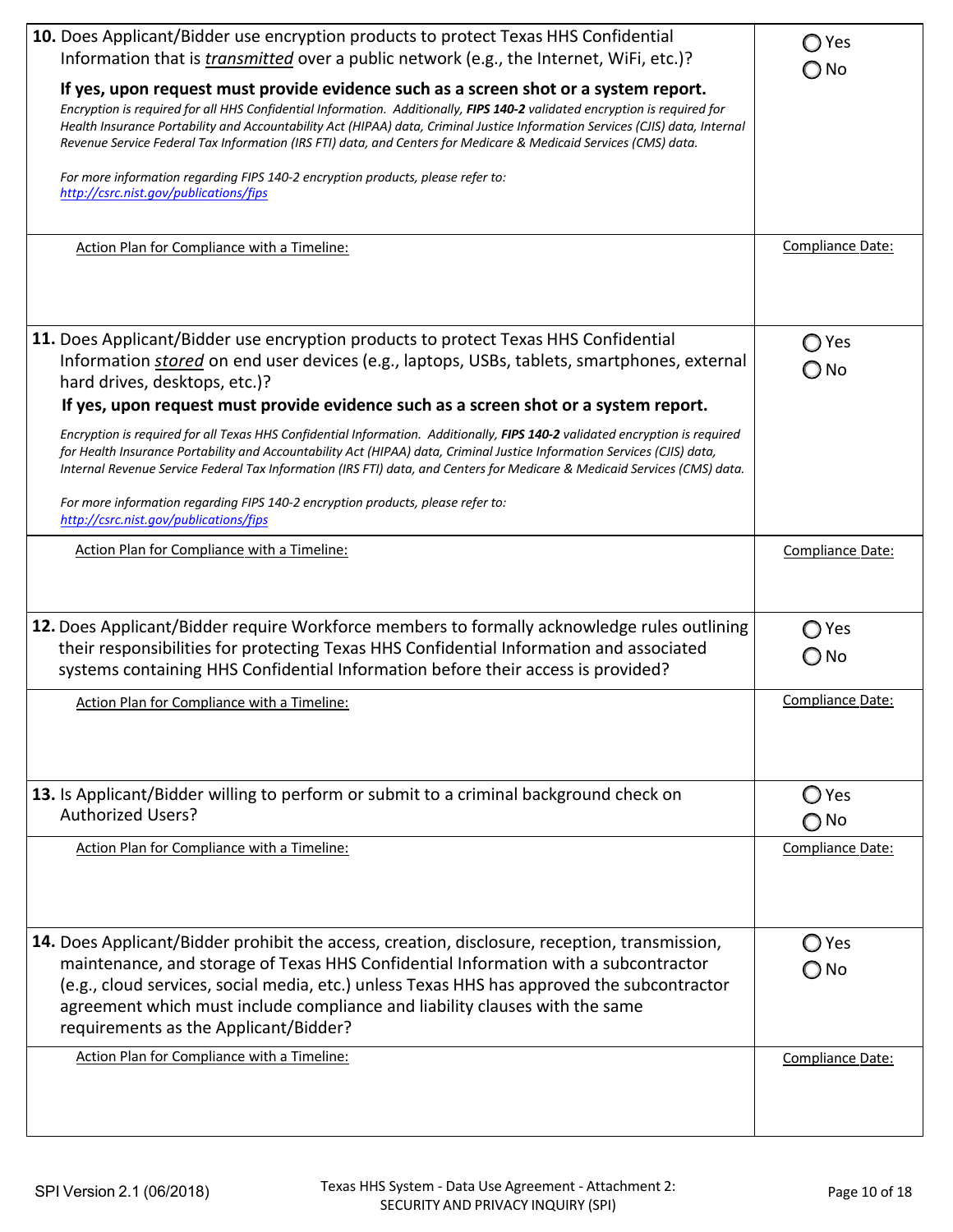| | |
|---|---|
| **10.** Does Applicant/Bidder use encryption products to protect Texas HHS Confidential Information that is ***transmitted*** over a public network (e.g., the Internet, WiFi, etc.)?<br><br>**If yes, upon request must provide evidence such as a screen shot or a system report.**<br>*Encryption is required for all HHS Confidential Information. Additionally,* ***FIPS 140-2*** *validated encryption is required for Health Insurance Portability and Accountability Act (HIPAA) data, Criminal Justice Information Services (CJIS) data, Internal Revenue Service Federal Tax Information (IRS FTI) data, and Centers for Medicare & Medicaid Services (CMS) data.*<br><br>*For more information regarding FIPS 140-2 encryption products, please refer to:* *http://csrc.nist.gov/publications/fips* | ◯ Yes<br>◯ No |
| Action Plan for Compliance with a Timeline: | Compliance Date: |
| **11.** Does Applicant/Bidder use encryption products to protect Texas HHS Confidential Information ***stored*** on end user devices (e.g., laptops, USBs, tablets, smartphones, external hard drives, desktops, etc.)?<br>**If yes, upon request must provide evidence such as a screen shot or a system report.**<br><br>*Encryption is required for all Texas HHS Confidential Information. Additionally,* ***FIPS 140-2*** *validated encryption is required for Health Insurance Portability and Accountability Act (HIPAA) data, Criminal Justice Information Services (CJIS) data, Internal Revenue Service Federal Tax Information (IRS FTI) data, and Centers for Medicare & Medicaid Services (CMS) data.*<br><br>*For more information regarding FIPS 140-2 encryption products, please refer to:* *http://csrc.nist.gov/publications/fips* | ◯ Yes<br>◯ No |
| Action Plan for Compliance with a Timeline: | Compliance Date: |
| **12.** Does Applicant/Bidder require Workforce members to formally acknowledge rules outlining their responsibilities for protecting Texas HHS Confidential Information and associated systems containing HHS Confidential Information before their access is provided? | ◯ Yes<br>◯ No |
| Action Plan for Compliance with a Timeline: | Compliance Date: |
| **13.** Is Applicant/Bidder willing to perform or submit to a criminal background check on Authorized Users? | ◯ Yes<br>◯ No |
| Action Plan for Compliance with a Timeline: | Compliance Date: |
| **14.** Does Applicant/Bidder prohibit the access, creation, disclosure, reception, transmission, maintenance, and storage of Texas HHS Confidential Information with a subcontractor (e.g., cloud services, social media, etc.) unless Texas HHS has approved the subcontractor agreement which must include compliance and liability clauses with the same requirements as the Applicant/Bidder? | ◯ Yes<br>◯ No |
| Action Plan for Compliance with a Timeline: | Compliance Date: |

SPI Version 2.1 (06/2018) — Texas HHS System - Data Use Agreement - Attachment 2: SECURITY AND PRIVACY INQUIRY (SPI)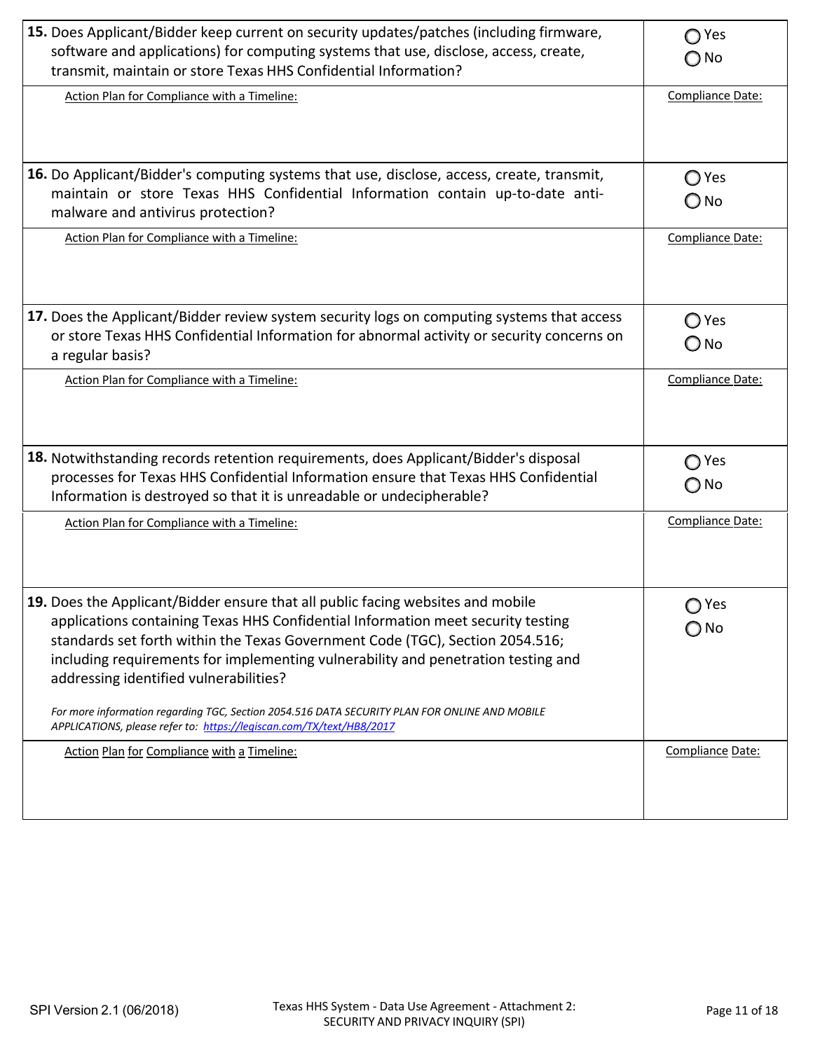| Question | Response |
| --- | --- |
| **15.** Does Applicant/Bidder keep current on security updates/patches (including firmware, software and applications) for computing systems that use, disclose, access, create, transmit, maintain or store Texas HHS Confidential Information? | ◯ Yes ◯ No |
| Action Plan for Compliance with a Timeline: | Compliance Date: |
| **16.** Do Applicant/Bidder's computing systems that use, disclose, access, create, transmit, maintain or store Texas HHS Confidential Information contain up-to-date anti-malware and antivirus protection? | ◯ Yes ◯ No |
| Action Plan for Compliance with a Timeline: | Compliance Date: |
| **17.** Does the Applicant/Bidder review system security logs on computing systems that access or store Texas HHS Confidential Information for abnormal activity or security concerns on a regular basis? | ◯ Yes ◯ No |
| Action Plan for Compliance with a Timeline: | Compliance Date: |
| **18.** Notwithstanding records retention requirements, does Applicant/Bidder's disposal processes for Texas HHS Confidential Information ensure that Texas HHS Confidential Information is destroyed so that it is unreadable or undecipherable? | ◯ Yes ◯ No |
| Action Plan for Compliance with a Timeline: | Compliance Date: |
| **19.** Does the Applicant/Bidder ensure that all public facing websites and mobile applications containing Texas HHS Confidential Information meet security testing standards set forth within the Texas Government Code (TGC), Section 2054.516; including requirements for implementing vulnerability and penetration testing and addressing identified vulnerabilities?<br><br>*For more information regarding TGC, Section 2054.516 DATA SECURITY PLAN FOR ONLINE AND MOBILE APPLICATIONS, please refer to: https://legiscan.com/TX/text/HB8/2017* | ◯ Yes ◯ No |
| Action Plan for Compliance with a Timeline: | Compliance Date: |

SPI Version 2.1 (06/2018) — Texas HHS System - Data Use Agreement - Attachment 2: SECURITY AND PRIVACY INQUIRY (SPI)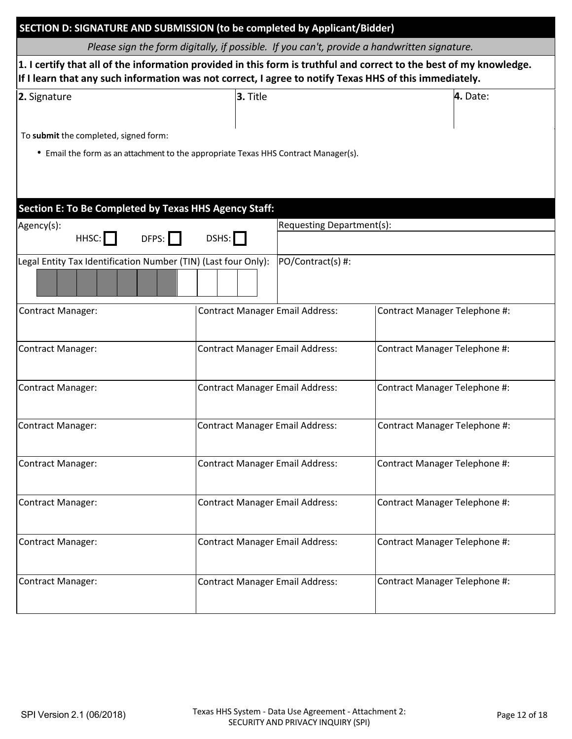## SECTION D: SIGNATURE AND SUBMISSION (to be completed by Applicant/Bidder)

*Please sign the form digitally, if possible. If you can't, provide a handwritten signature.*

**1. I certify that all of the information provided in this form is truthful and correct to the best of my knowledge. If I learn that any such information was not correct, I agree to notify Texas HHS of this immediately.**

| **2.** Signature | **3.** Title | **4.** Date: |
|---|---|---|
| | | |

To **submit** the completed, signed form:

- Email the form as an attachment to the appropriate Texas HHS Contract Manager(s).

## Section E: To Be Completed by Texas HHS Agency Staff:

| Agency(s): HHSC: ☐ DFPS: ☐ DSHS: ☐ | Requesting Department(s): |
|---|---|
| Legal Entity Tax Identification Number (TIN) (Last four Only): | PO/Contract(s) #: |

| Contract Manager: | Contract Manager Email Address: | Contract Manager Telephone #: |
|---|---|---|
| Contract Manager: | Contract Manager Email Address: | Contract Manager Telephone #: |
| Contract Manager: | Contract Manager Email Address: | Contract Manager Telephone #: |
| Contract Manager: | Contract Manager Email Address: | Contract Manager Telephone #: |
| Contract Manager: | Contract Manager Email Address: | Contract Manager Telephone #: |
| Contract Manager: | Contract Manager Email Address: | Contract Manager Telephone #: |
| Contract Manager: | Contract Manager Email Address: | Contract Manager Telephone #: |
| Contract Manager: | Contract Manager Email Address: | Contract Manager Telephone #: |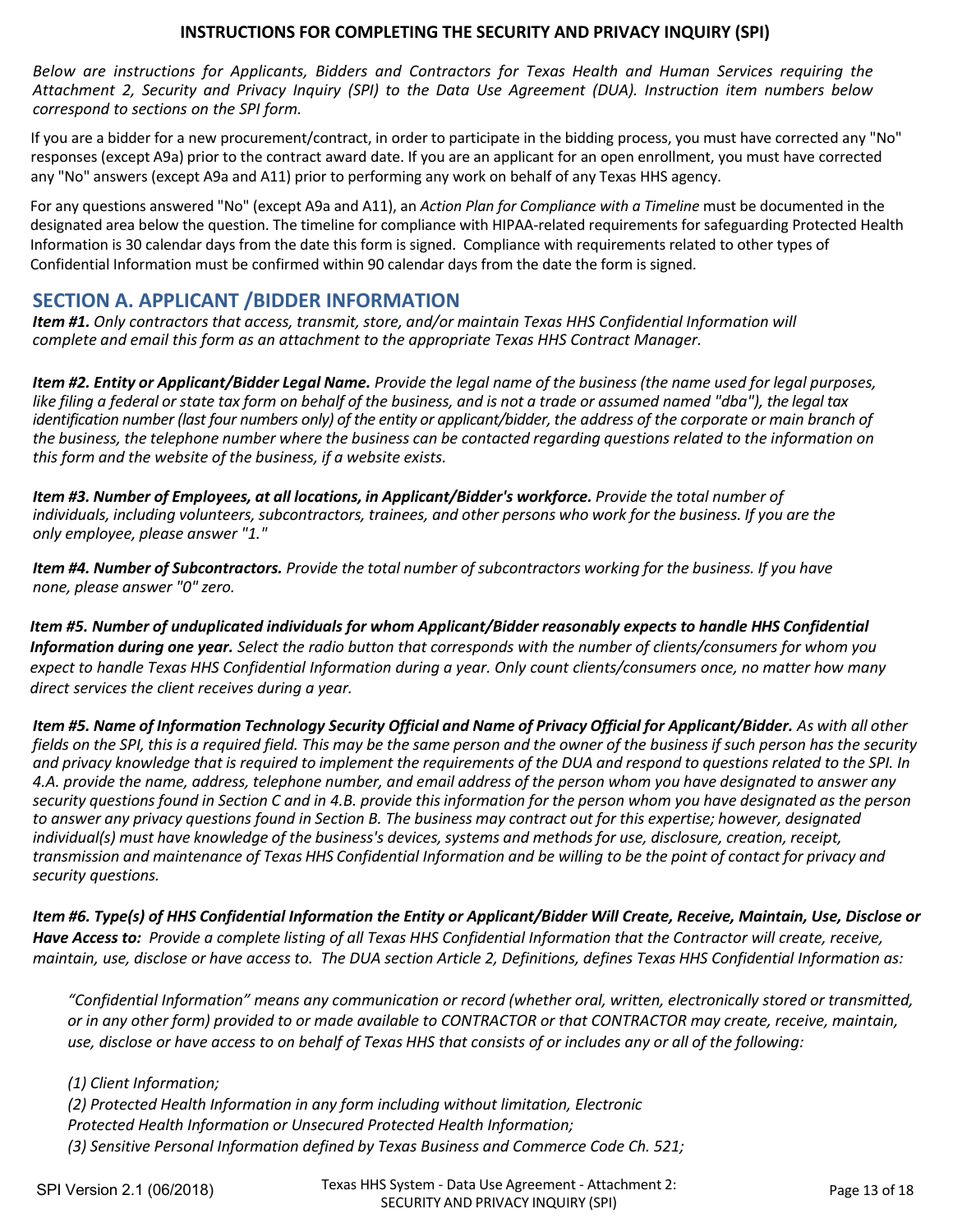## INSTRUCTIONS FOR COMPLETING THE SECURITY AND PRIVACY INQUIRY (SPI)

*Below are instructions for Applicants, Bidders and Contractors for Texas Health and Human Services requiring the Attachment 2, Security and Privacy Inquiry (SPI) to the Data Use Agreement (DUA). Instruction item numbers below correspond to sections on the SPI form.*

If you are a bidder for a new procurement/contract, in order to participate in the bidding process, you must have corrected any "No" responses (except A9a) prior to the contract award date. If you are an applicant for an open enrollment, you must have corrected any "No" answers (except A9a and A11) prior to performing any work on behalf of any Texas HHS agency.

For any questions answered "No" (except A9a and A11), an *Action Plan for Compliance with a Timeline* must be documented in the designated area below the question. The timeline for compliance with HIPAA-related requirements for safeguarding Protected Health Information is 30 calendar days from the date this form is signed. Compliance with requirements related to other types of Confidential Information must be confirmed within 90 calendar days from the date the form is signed.

## SECTION A. APPLICANT /BIDDER INFORMATION

***Item #1.*** *Only contractors that access, transmit, store, and/or maintain Texas HHS Confidential Information will complete and email this form as an attachment to the appropriate Texas HHS Contract Manager.*

***Item #2. Entity or Applicant/Bidder Legal Name.*** *Provide the legal name of the business (the name used for legal purposes, like filing a federal or state tax form on behalf of the business, and is not a trade or assumed named "dba"), the legal tax identification number (last four numbers only) of the entity or applicant/bidder, the address of the corporate or main branch of the business, the telephone number where the business can be contacted regarding questions related to the information on this form and the website of the business, if a website exists.*

***Item #3. Number of Employees, at all locations, in Applicant/Bidder's workforce.*** *Provide the total number of individuals, including volunteers, subcontractors, trainees, and other persons who work for the business. If you are the only employee, please answer "1."*

***Item #4. Number of Subcontractors.*** *Provide the total number of subcontractors working for the business. If you have none, please answer "0" zero.*

***Item #5. Number of unduplicated individuals for whom Applicant/Bidder reasonably expects to handle HHS Confidential Information during one year.*** *Select the radio button that corresponds with the number of clients/consumers for whom you expect to handle Texas HHS Confidential Information during a year. Only count clients/consumers once, no matter how many direct services the client receives during a year.*

***Item #5. Name of Information Technology Security Official and Name of Privacy Official for Applicant/Bidder.*** *As with all other fields on the SPI, this is a required field. This may be the same person and the owner of the business if such person has the security and privacy knowledge that is required to implement the requirements of the DUA and respond to questions related to the SPI. In 4.A. provide the name, address, telephone number, and email address of the person whom you have designated to answer any security questions found in Section C and in 4.B. provide this information for the person whom you have designated as the person to answer any privacy questions found in Section B. The business may contract out for this expertise; however, designated individual(s) must have knowledge of the business's devices, systems and methods for use, disclosure, creation, receipt, transmission and maintenance of Texas HHS Confidential Information and be willing to be the point of contact for privacy and security questions.*

***Item #6. Type(s) of HHS Confidential Information the Entity or Applicant/Bidder Will Create, Receive, Maintain, Use, Disclose or Have Access to:*** *Provide a complete listing of all Texas HHS Confidential Information that the Contractor will create, receive, maintain, use, disclose or have access to. The DUA section Article 2, Definitions, defines Texas HHS Confidential Information as:*

> *"Confidential Information" means any communication or record (whether oral, written, electronically stored or transmitted, or in any other form) provided to or made available to CONTRACTOR or that CONTRACTOR may create, receive, maintain, use, disclose or have access to on behalf of Texas HHS that consists of or includes any or all of the following:*
>
> *(1) Client Information;*
> *(2) Protected Health Information in any form including without limitation, Electronic Protected Health Information or Unsecured Protected Health Information;*
> *(3) Sensitive Personal Information defined by Texas Business and Commerce Code Ch. 521;*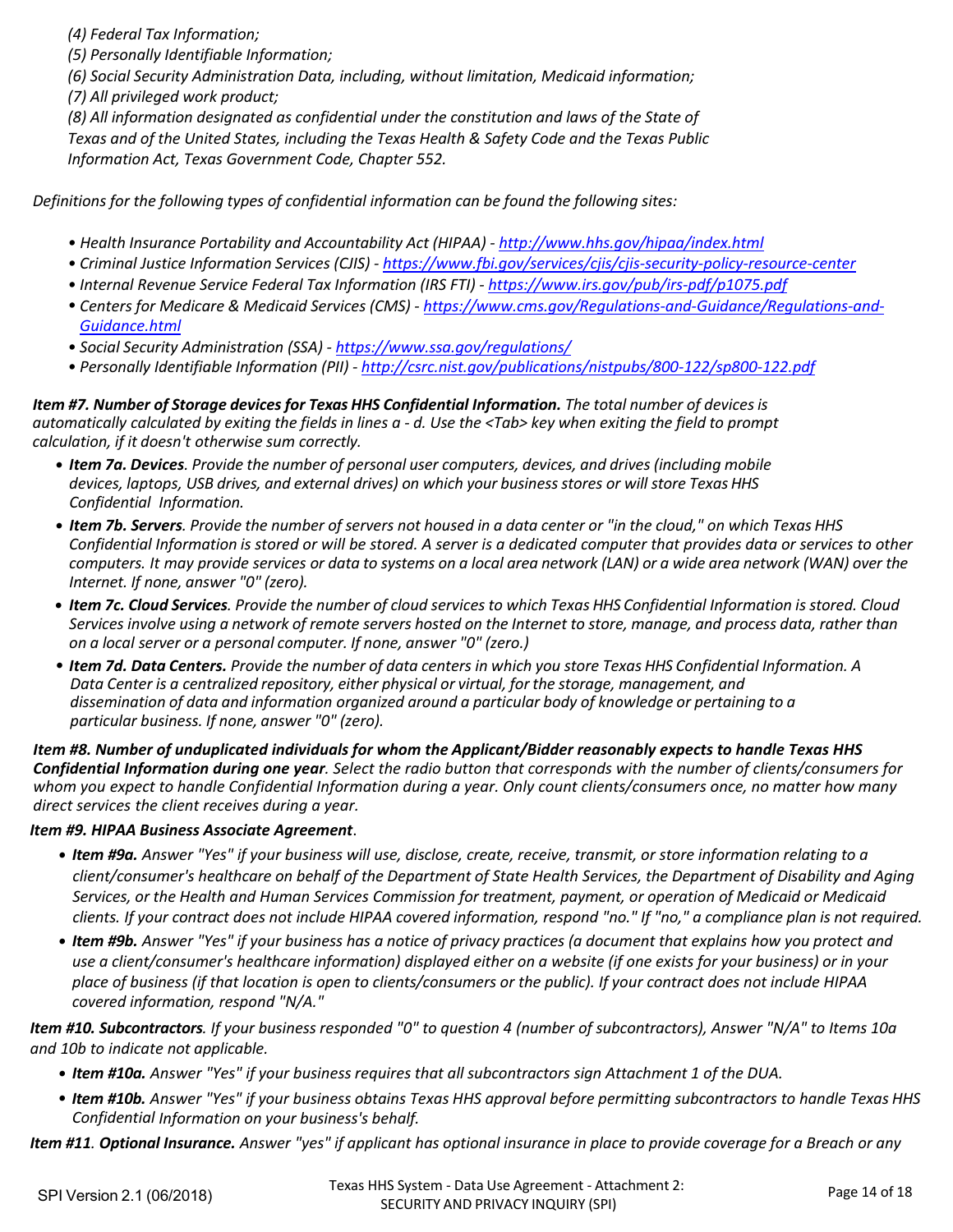*(4) Federal Tax Information;*
*(5) Personally Identifiable Information;*
*(6) Social Security Administration Data, including, without limitation, Medicaid information;*
*(7) All privileged work product;*
*(8) All information designated as confidential under the constitution and laws of the State of Texas and of the United States, including the Texas Health & Safety Code and the Texas Public Information Act, Texas Government Code, Chapter 552.*

*Definitions for the following types of confidential information can be found the following sites:*

- *Health Insurance Portability and Accountability Act (HIPAA) - http://www.hhs.gov/hipaa/index.html*
- *Criminal Justice Information Services (CJIS) - https://www.fbi.gov/services/cjis/cjis-security-policy-resource-center*
- *Internal Revenue Service Federal Tax Information (IRS FTI) - https://www.irs.gov/pub/irs-pdf/p1075.pdf*
- *Centers for Medicare & Medicaid Services (CMS) - https://www.cms.gov/Regulations-and-Guidance/Regulations-and-Guidance.html*
- *Social Security Administration (SSA) - https://www.ssa.gov/regulations/*
- *Personally Identifiable Information (PII) - http://csrc.nist.gov/publications/nistpubs/800-122/sp800-122.pdf*

***Item #7. Number of Storage devices for Texas HHS Confidential Information.*** *The total number of devices is automatically calculated by exiting the fields in lines a - d. Use the <Tab> key when exiting the field to prompt calculation, if it doesn't otherwise sum correctly.*

- ***Item 7a. Devices****. Provide the number of personal user computers, devices, and drives (including mobile devices, laptops, USB drives, and external drives) on which your business stores or will store Texas HHS Confidential Information.*
- ***Item 7b. Servers****. Provide the number of servers not housed in a data center or "in the cloud," on which Texas HHS Confidential Information is stored or will be stored. A server is a dedicated computer that provides data or services to other computers. It may provide services or data to systems on a local area network (LAN) or a wide area network (WAN) over the Internet. If none, answer "0" (zero).*
- ***Item 7c. Cloud Services****. Provide the number of cloud services to which Texas HHS Confidential Information is stored. Cloud Services involve using a network of remote servers hosted on the Internet to store, manage, and process data, rather than on a local server or a personal computer. If none, answer "0" (zero.)*
- ***Item 7d. Data Centers.*** *Provide the number of data centers in which you store Texas HHS Confidential Information. A Data Center is a centralized repository, either physical or virtual, for the storage, management, and dissemination of data and information organized around a particular body of knowledge or pertaining to a particular business. If none, answer "0" (zero).*

***Item #8. Number of unduplicated individuals for whom the Applicant/Bidder reasonably expects to handle Texas HHS Confidential Information during one year****. Select the radio button that corresponds with the number of clients/consumers for whom you expect to handle Confidential Information during a year. Only count clients/consumers once, no matter how many direct services the client receives during a year.*

***Item #9. HIPAA Business Associate Agreement****.*

- ***Item #9a.*** *Answer "Yes" if your business will use, disclose, create, receive, transmit, or store information relating to a client/consumer's healthcare on behalf of the Department of State Health Services, the Department of Disability and Aging Services, or the Health and Human Services Commission for treatment, payment, or operation of Medicaid or Medicaid clients. If your contract does not include HIPAA covered information, respond "no." If "no," a compliance plan is not required.*
- ***Item #9b.*** *Answer "Yes" if your business has a notice of privacy practices (a document that explains how you protect and use a client/consumer's healthcare information) displayed either on a website (if one exists for your business) or in your place of business (if that location is open to clients/consumers or the public). If your contract does not include HIPAA covered information, respond "N/A."*

***Item #10. Subcontractors****. If your business responded "0" to question 4 (number of subcontractors), Answer "N/A" to Items 10a and 10b to indicate not applicable.*

- ***Item #10a.*** *Answer "Yes" if your business requires that all subcontractors sign Attachment 1 of the DUA.*
- ***Item #10b.*** *Answer "Yes" if your business obtains Texas HHS approval before permitting subcontractors to handle Texas HHS Confidential Information on your business's behalf.*

***Item #11****.* ***Optional Insurance.*** *Answer "yes" if applicant has optional insurance in place to provide coverage for a Breach or any*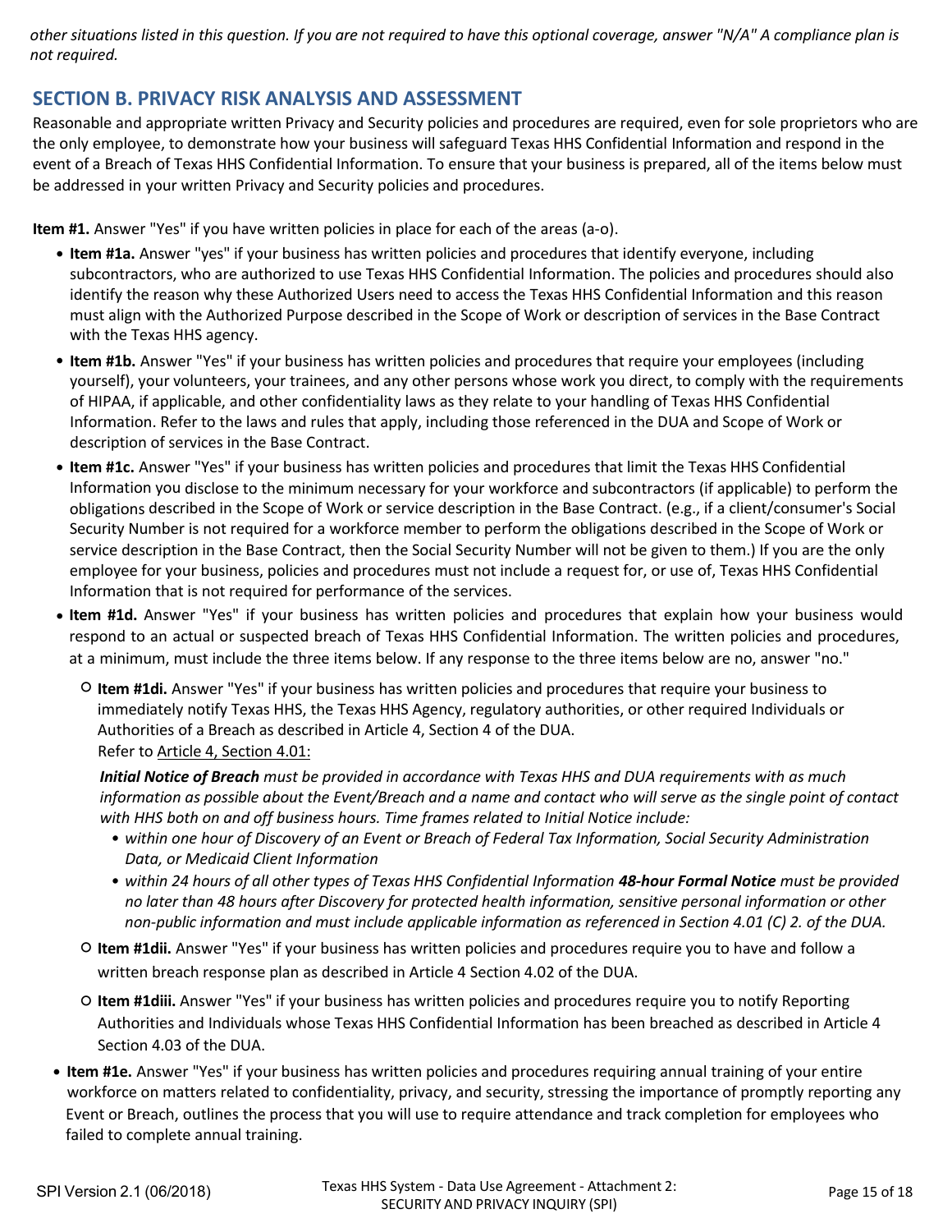*other situations listed in this question. If you are not required to have this optional coverage, answer "N/A" A compliance plan is not required.*

## SECTION B. PRIVACY RISK ANALYSIS AND ASSESSMENT

Reasonable and appropriate written Privacy and Security policies and procedures are required, even for sole proprietors who are the only employee, to demonstrate how your business will safeguard Texas HHS Confidential Information and respond in the event of a Breach of Texas HHS Confidential Information. To ensure that your business is prepared, all of the items below must be addressed in your written Privacy and Security policies and procedures.

**Item #1.** Answer "Yes" if you have written policies in place for each of the areas (a-o).

- **Item #1a.** Answer "yes" if your business has written policies and procedures that identify everyone, including subcontractors, who are authorized to use Texas HHS Confidential Information. The policies and procedures should also identify the reason why these Authorized Users need to access the Texas HHS Confidential Information and this reason must align with the Authorized Purpose described in the Scope of Work or description of services in the Base Contract with the Texas HHS agency.
- **Item #1b.** Answer "Yes" if your business has written policies and procedures that require your employees (including yourself), your volunteers, your trainees, and any other persons whose work you direct, to comply with the requirements of HIPAA, if applicable, and other confidentiality laws as they relate to your handling of Texas HHS Confidential Information. Refer to the laws and rules that apply, including those referenced in the DUA and Scope of Work or description of services in the Base Contract.
- **Item #1c.** Answer "Yes" if your business has written policies and procedures that limit the Texas HHS Confidential Information you disclose to the minimum necessary for your workforce and subcontractors (if applicable) to perform the obligations described in the Scope of Work or service description in the Base Contract. (e.g., if a client/consumer's Social Security Number is not required for a workforce member to perform the obligations described in the Scope of Work or service description in the Base Contract, then the Social Security Number will not be given to them.) If you are the only employee for your business, policies and procedures must not include a request for, or use of, Texas HHS Confidential Information that is not required for performance of the services.
- **Item #1d.** Answer "Yes" if your business has written policies and procedures that explain how your business would respond to an actual or suspected breach of Texas HHS Confidential Information. The written policies and procedures, at a minimum, must include the three items below. If any response to the three items below are no, answer "no."
  - **Item #1di.** Answer "Yes" if your business has written policies and procedures that require your business to immediately notify Texas HHS, the Texas HHS Agency, regulatory authorities, or other required Individuals or Authorities of a Breach as described in Article 4, Section 4 of the DUA.
    Refer to Article 4, Section 4.01:

    ***Initial Notice of Breach*** *must be provided in accordance with Texas HHS and DUA requirements with as much information as possible about the Event/Breach and a name and contact who will serve as the single point of contact with HHS both on and off business hours. Time frames related to Initial Notice include:*
    - *within one hour of Discovery of an Event or Breach of Federal Tax Information, Social Security Administration Data, or Medicaid Client Information*
    - *within 24 hours of all other types of Texas HHS Confidential Information* ***48-hour Formal Notice*** *must be provided no later than 48 hours after Discovery for protected health information, sensitive personal information or other non-public information and must include applicable information as referenced in Section 4.01 (C) 2. of the DUA.*
  - **Item #1dii.** Answer "Yes" if your business has written policies and procedures require you to have and follow a written breach response plan as described in Article 4 Section 4.02 of the DUA.
  - **Item #1diii.** Answer "Yes" if your business has written policies and procedures require you to notify Reporting Authorities and Individuals whose Texas HHS Confidential Information has been breached as described in Article 4 Section 4.03 of the DUA.
- **Item #1e.** Answer "Yes" if your business has written policies and procedures requiring annual training of your entire workforce on matters related to confidentiality, privacy, and security, stressing the importance of promptly reporting any Event or Breach, outlines the process that you will use to require attendance and track completion for employees who failed to complete annual training.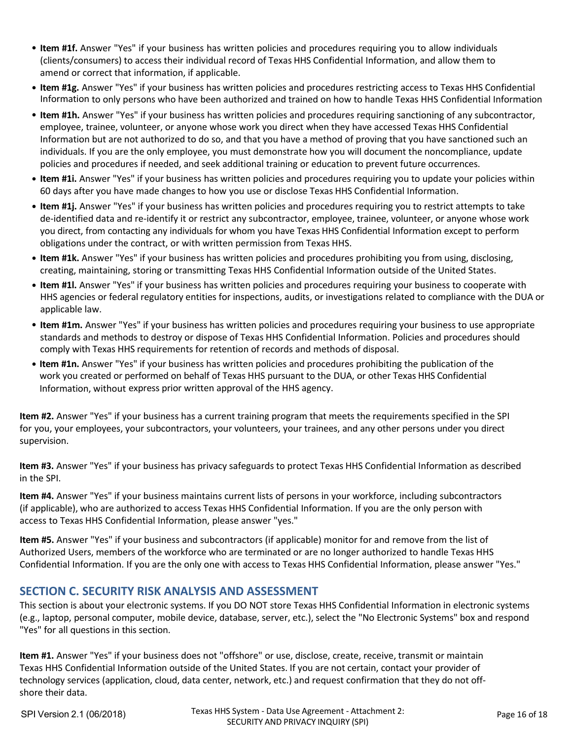- **Item #1f.** Answer "Yes" if your business has written policies and procedures requiring you to allow individuals (clients/consumers) to access their individual record of Texas HHS Confidential Information, and allow them to amend or correct that information, if applicable.
- **Item #1g.** Answer "Yes" if your business has written policies and procedures restricting access to Texas HHS Confidential Information to only persons who have been authorized and trained on how to handle Texas HHS Confidential Information
- **Item #1h.** Answer "Yes" if your business has written policies and procedures requiring sanctioning of any subcontractor, employee, trainee, volunteer, or anyone whose work you direct when they have accessed Texas HHS Confidential Information but are not authorized to do so, and that you have a method of proving that you have sanctioned such an individuals. If you are the only employee, you must demonstrate how you will document the noncompliance, update policies and procedures if needed, and seek additional training or education to prevent future occurrences.
- **Item #1i.** Answer "Yes" if your business has written policies and procedures requiring you to update your policies within 60 days after you have made changes to how you use or disclose Texas HHS Confidential Information.
- **Item #1j.** Answer "Yes" if your business has written policies and procedures requiring you to restrict attempts to take de-identified data and re-identify it or restrict any subcontractor, employee, trainee, volunteer, or anyone whose work you direct, from contacting any individuals for whom you have Texas HHS Confidential Information except to perform obligations under the contract, or with written permission from Texas HHS.
- **Item #1k.** Answer "Yes" if your business has written policies and procedures prohibiting you from using, disclosing, creating, maintaining, storing or transmitting Texas HHS Confidential Information outside of the United States.
- **Item #1l.** Answer "Yes" if your business has written policies and procedures requiring your business to cooperate with HHS agencies or federal regulatory entities for inspections, audits, or investigations related to compliance with the DUA or applicable law.
- **Item #1m.** Answer "Yes" if your business has written policies and procedures requiring your business to use appropriate standards and methods to destroy or dispose of Texas HHS Confidential Information. Policies and procedures should comply with Texas HHS requirements for retention of records and methods of disposal.
- **Item #1n.** Answer "Yes" if your business has written policies and procedures prohibiting the publication of the work you created or performed on behalf of Texas HHS pursuant to the DUA, or other Texas HHS Confidential Information, without express prior written approval of the HHS agency.

**Item #2.** Answer "Yes" if your business has a current training program that meets the requirements specified in the SPI for you, your employees, your subcontractors, your volunteers, your trainees, and any other persons under you direct supervision.

**Item #3.** Answer "Yes" if your business has privacy safeguards to protect Texas HHS Confidential Information as described in the SPI.

**Item #4.** Answer "Yes" if your business maintains current lists of persons in your workforce, including subcontractors (if applicable), who are authorized to access Texas HHS Confidential Information. If you are the only person with access to Texas HHS Confidential Information, please answer "yes."

**Item #5.** Answer "Yes" if your business and subcontractors (if applicable) monitor for and remove from the list of Authorized Users, members of the workforce who are terminated or are no longer authorized to handle Texas HHS Confidential Information. If you are the only one with access to Texas HHS Confidential Information, please answer "Yes."

## SECTION C. SECURITY RISK ANALYSIS AND ASSESSMENT

This section is about your electronic systems. If you DO NOT store Texas HHS Confidential Information in electronic systems (e.g., laptop, personal computer, mobile device, database, server, etc.), select the "No Electronic Systems" box and respond "Yes" for all questions in this section.

**Item #1.** Answer "Yes" if your business does not "offshore" or use, disclose, create, receive, transmit or maintain Texas HHS Confidential Information outside of the United States. If you are not certain, contact your provider of technology services (application, cloud, data center, network, etc.) and request confirmation that they do not off-shore their data.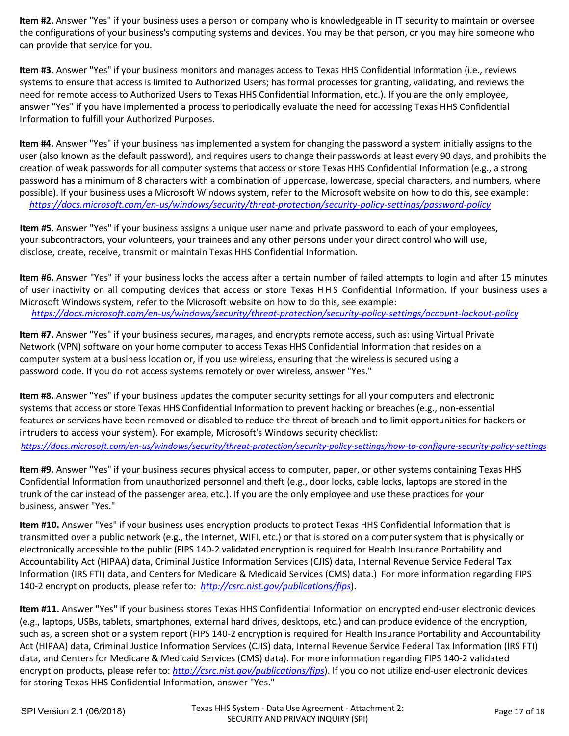**Item #2.** Answer "Yes" if your business uses a person or company who is knowledgeable in IT security to maintain or oversee the configurations of your business's computing systems and devices. You may be that person, or you may hire someone who can provide that service for you.

**Item #3.** Answer "Yes" if your business monitors and manages access to Texas HHS Confidential Information (i.e., reviews systems to ensure that access is limited to Authorized Users; has formal processes for granting, validating, and reviews the need for remote access to Authorized Users to Texas HHS Confidential Information, etc.). If you are the only employee, answer "Yes" if you have implemented a process to periodically evaluate the need for accessing Texas HHS Confidential Information to fulfill your Authorized Purposes.

**Item #4.** Answer "Yes" if your business has implemented a system for changing the password a system initially assigns to the user (also known as the default password), and requires users to change their passwords at least every 90 days, and prohibits the creation of weak passwords for all computer systems that access or store Texas HHS Confidential Information (e.g., a strong password has a minimum of 8 characters with a combination of uppercase, lowercase, special characters, and numbers, where possible). If your business uses a Microsoft Windows system, refer to the Microsoft website on how to do this, see example: *https://docs.microsoft.com/en-us/windows/security/threat-protection/security-policy-settings/password-policy*

**Item #5.** Answer "Yes" if your business assigns a unique user name and private password to each of your employees, your subcontractors, your volunteers, your trainees and any other persons under your direct control who will use, disclose, create, receive, transmit or maintain Texas HHS Confidential Information.

**Item #6.** Answer "Yes" if your business locks the access after a certain number of failed attempts to login and after 15 minutes of user inactivity on all computing devices that access or store Texas HHS Confidential Information. If your business uses a Microsoft Windows system, refer to the Microsoft website on how to do this, see example: *https://docs.microsoft.com/en-us/windows/security/threat-protection/security-policy-settings/account-lockout-policy*

**Item #7.** Answer "Yes" if your business secures, manages, and encrypts remote access, such as: using Virtual Private Network (VPN) software on your home computer to access Texas HHS Confidential Information that resides on a computer system at a business location or, if you use wireless, ensuring that the wireless is secured using a password code. If you do not access systems remotely or over wireless, answer "Yes."

**Item #8.** Answer "Yes" if your business updates the computer security settings for all your computers and electronic systems that access or store Texas HHS Confidential Information to prevent hacking or breaches (e.g., non-essential features or services have been removed or disabled to reduce the threat of breach and to limit opportunities for hackers or intruders to access your system). For example, Microsoft's Windows security checklist: *https://docs.microsoft.com/en-us/windows/security/threat-protection/security-policy-settings/how-to-configure-security-policy-settings*

**Item #9.** Answer "Yes" if your business secures physical access to computer, paper, or other systems containing Texas HHS Confidential Information from unauthorized personnel and theft (e.g., door locks, cable locks, laptops are stored in the trunk of the car instead of the passenger area, etc.). If you are the only employee and use these practices for your business, answer "Yes."

**Item #10.** Answer "Yes" if your business uses encryption products to protect Texas HHS Confidential Information that is transmitted over a public network (e.g., the Internet, WIFI, etc.) or that is stored on a computer system that is physically or electronically accessible to the public (FIPS 140-2 validated encryption is required for Health Insurance Portability and Accountability Act (HIPAA) data, Criminal Justice Information Services (CJIS) data, Internal Revenue Service Federal Tax Information (IRS FTI) data, and Centers for Medicare & Medicaid Services (CMS) data.) For more information regarding FIPS 140-2 encryption products, please refer to: *http://csrc.nist.gov/publications/fips*).

**Item #11.** Answer "Yes" if your business stores Texas HHS Confidential Information on encrypted end-user electronic devices (e.g., laptops, USBs, tablets, smartphones, external hard drives, desktops, etc.) and can produce evidence of the encryption, such as, a screen shot or a system report (FIPS 140-2 encryption is required for Health Insurance Portability and Accountability Act (HIPAA) data, Criminal Justice Information Services (CJIS) data, Internal Revenue Service Federal Tax Information (IRS FTI) data, and Centers for Medicare & Medicaid Services (CMS) data). For more information regarding FIPS 140-2 validated encryption products, please refer to: *http://csrc.nist.gov/publications/fips*). If you do not utilize end-user electronic devices for storing Texas HHS Confidential Information, answer "Yes."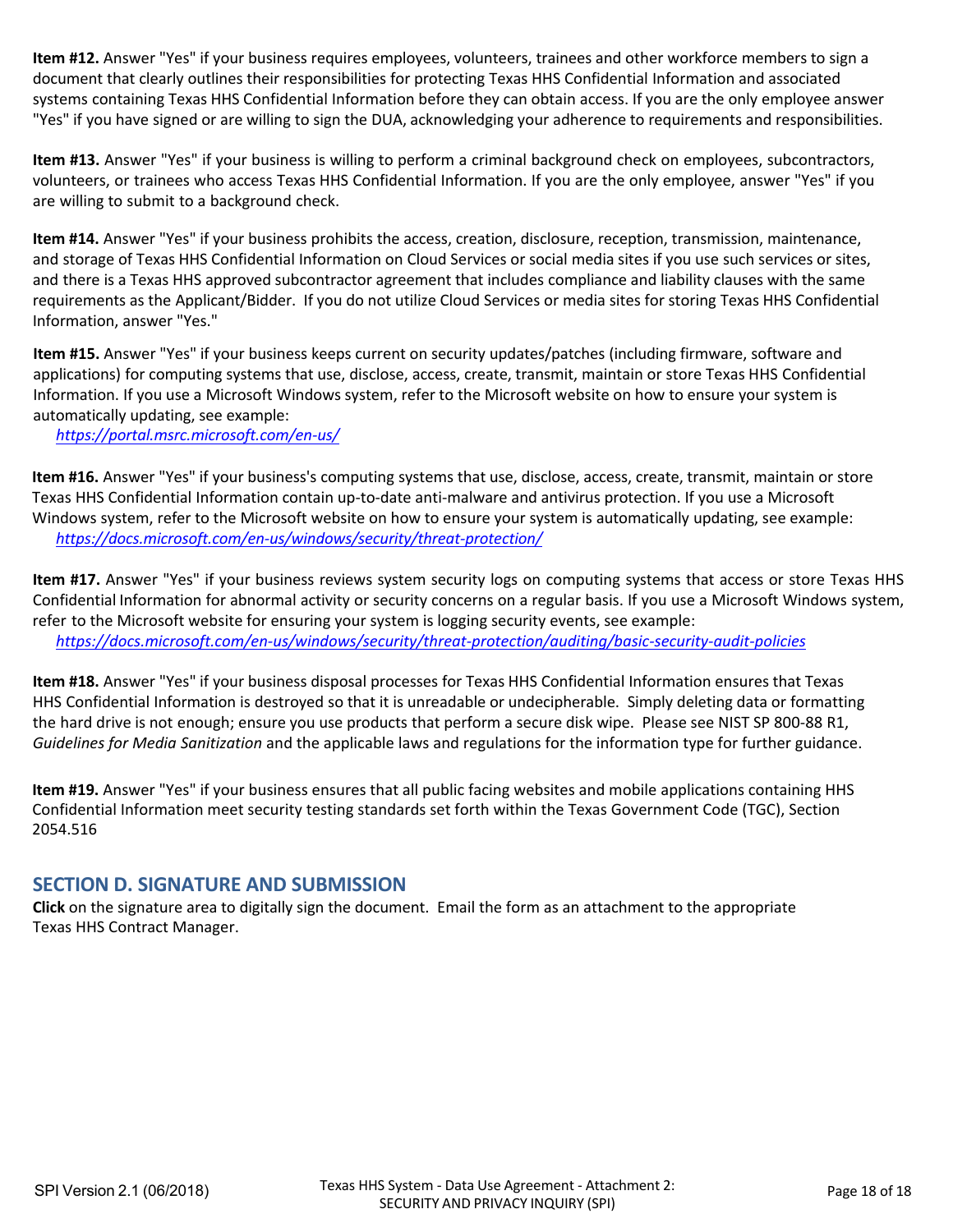**Item #12.** Answer "Yes" if your business requires employees, volunteers, trainees and other workforce members to sign a document that clearly outlines their responsibilities for protecting Texas HHS Confidential Information and associated systems containing Texas HHS Confidential Information before they can obtain access. If you are the only employee answer "Yes" if you have signed or are willing to sign the DUA, acknowledging your adherence to requirements and responsibilities.

**Item #13.** Answer "Yes" if your business is willing to perform a criminal background check on employees, subcontractors, volunteers, or trainees who access Texas HHS Confidential Information. If you are the only employee, answer "Yes" if you are willing to submit to a background check.

**Item #14.** Answer "Yes" if your business prohibits the access, creation, disclosure, reception, transmission, maintenance, and storage of Texas HHS Confidential Information on Cloud Services or social media sites if you use such services or sites, and there is a Texas HHS approved subcontractor agreement that includes compliance and liability clauses with the same requirements as the Applicant/Bidder. If you do not utilize Cloud Services or media sites for storing Texas HHS Confidential Information, answer "Yes."

**Item #15.** Answer "Yes" if your business keeps current on security updates/patches (including firmware, software and applications) for computing systems that use, disclose, access, create, transmit, maintain or store Texas HHS Confidential Information. If you use a Microsoft Windows system, refer to the Microsoft website on how to ensure your system is automatically updating, see example:
*https://portal.msrc.microsoft.com/en-us/*

**Item #16.** Answer "Yes" if your business's computing systems that use, disclose, access, create, transmit, maintain or store Texas HHS Confidential Information contain up-to-date anti-malware and antivirus protection. If you use a Microsoft Windows system, refer to the Microsoft website on how to ensure your system is automatically updating, see example:
*https://docs.microsoft.com/en-us/windows/security/threat-protection/*

**Item #17.** Answer "Yes" if your business reviews system security logs on computing systems that access or store Texas HHS Confidential Information for abnormal activity or security concerns on a regular basis. If you use a Microsoft Windows system, refer to the Microsoft website for ensuring your system is logging security events, see example:
*https://docs.microsoft.com/en-us/windows/security/threat-protection/auditing/basic-security-audit-policies*

**Item #18.** Answer "Yes" if your business disposal processes for Texas HHS Confidential Information ensures that Texas HHS Confidential Information is destroyed so that it is unreadable or undecipherable. Simply deleting data or formatting the hard drive is not enough; ensure you use products that perform a secure disk wipe. Please see NIST SP 800-88 R1, *Guidelines for Media Sanitization* and the applicable laws and regulations for the information type for further guidance.

**Item #19.** Answer "Yes" if your business ensures that all public facing websites and mobile applications containing HHS Confidential Information meet security testing standards set forth within the Texas Government Code (TGC), Section 2054.516

## SECTION D. SIGNATURE AND SUBMISSION

**Click** on the signature area to digitally sign the document. Email the form as an attachment to the appropriate Texas HHS Contract Manager.